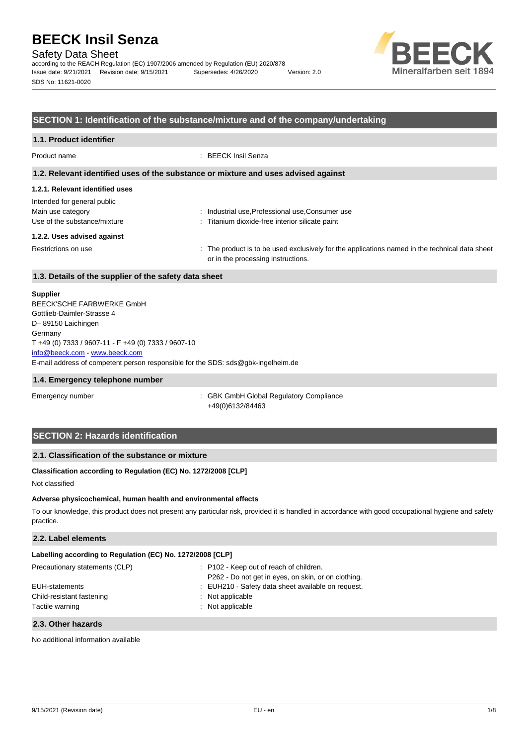# BEECK Insil Senza

Safety Data Sheet

according to the REACH Regulation (EC) 1907/2006 amended by Regulation (EU) 2020/878

Issue date: 9/21/2021 Revision date: 9/15/2021 Supersedes: 4/26/2020 Version: 2.0

SDS No: 11621-0020

## SECTION 1: Identification of the substance/mixture and of the company/undertaking

### 1.1. Product identifier

Product name : BEECK Insil Senza

### 1.2. Relevant identified uses of the substance or mixture and uses advised against

#### 1.2.1. Relevant identified uses

Intended for general public

Main use category : Industrial use,Professional use,Consumer use

Use of the substance/mixture : Titanium dioxide-free interior silicate paint

#### 1.2.2. Uses advised against

Restrictions on use : The product is to be used exclusively for the applications named in the technical data sheet or in the processing instructions.

### 1.3. Details of the supplier of the safety data sheet

**Supplier**

BEECK'SCHE FARBWERKE GmbH

Gottlieb-Daimler-Strasse 4

D– 89150 Laichingen

Germany

T +49 (0) 7333 / 9607-11 - F +49 (0) 7333 / 9607-10

info@beeck.com - www.beeck.com

E-mail address of competent person responsible for the SDS: sds@gbk-ingelheim.de

### 1.4. Emergency telephone number

Emergency number : GBK GmbH Global Regulatory Compliance +49(0)6132/84463

## SECTION 2: Hazards identification

### 2.1. Classification of the substance or mixture

**Classification according to Regulation (EC) No. 1272/2008 [CLP]**

Not classified

**Adverse physicochemical, human health and environmental effects**

To our knowledge, this product does not present any particular risk, provided it is handled in accordance with good occupational hygiene and safety practice.

### 2.2. Label elements

**Labelling according to Regulation (EC) No. 1272/2008 [CLP]**

Precautionary statements (CLP) : P102 - Keep out of reach of children.
P262 - Do not get in eyes, on skin, or on clothing.

EUH-statements : EUH210 - Safety data sheet available on request.

Child-resistant fastening : Not applicable

Tactile warning : Not applicable

### 2.3. Other hazards

No additional information available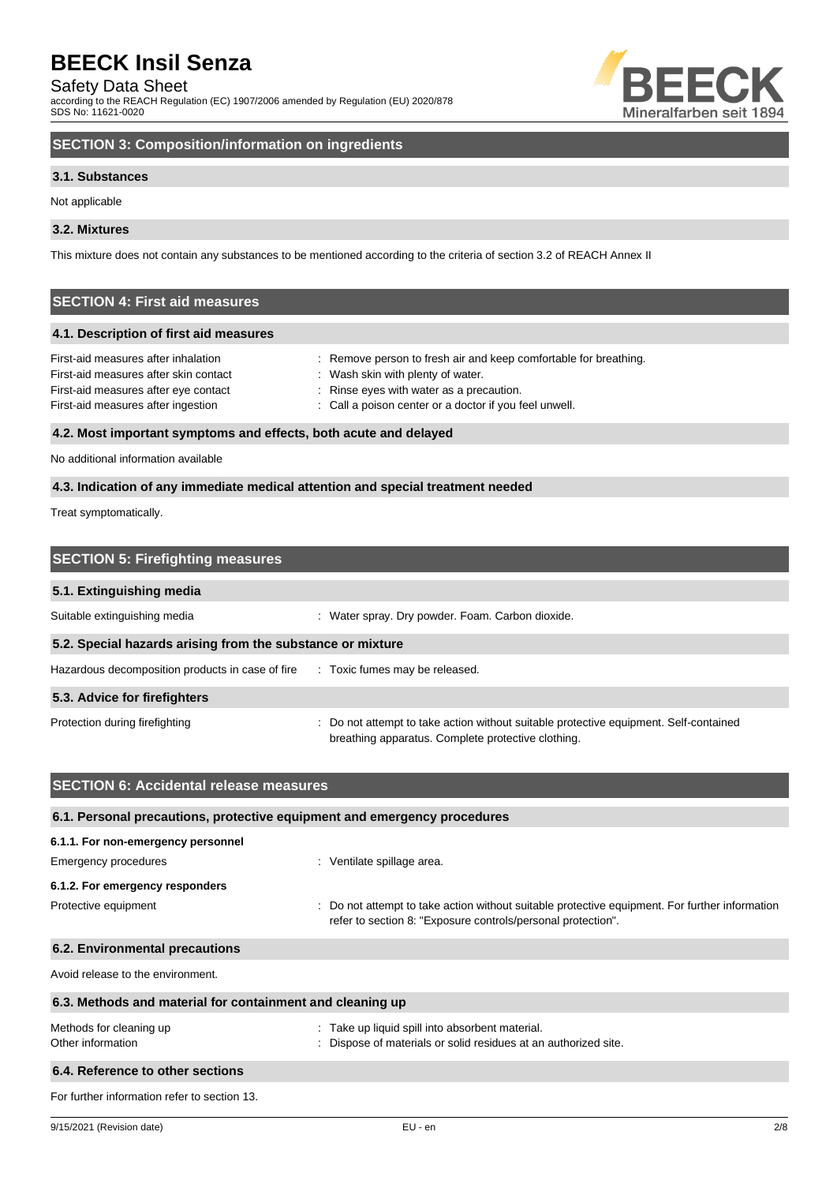## SECTION 3: Composition/information on ingredients

### 3.1. Substances

Not applicable

### 3.2. Mixtures

This mixture does not contain any substances to be mentioned according to the criteria of section 3.2 of REACH Annex II

## SECTION 4: First aid measures

### 4.1. Description of first aid measures

| | |
|---|---|
| First-aid measures after inhalation | : Remove person to fresh air and keep comfortable for breathing. |
| First-aid measures after skin contact | : Wash skin with plenty of water. |
| First-aid measures after eye contact | : Rinse eyes with water as a precaution. |
| First-aid measures after ingestion | : Call a poison center or a doctor if you feel unwell. |

### 4.2. Most important symptoms and effects, both acute and delayed

No additional information available

### 4.3. Indication of any immediate medical attention and special treatment needed

Treat symptomatically.

## SECTION 5: Firefighting measures

### 5.1. Extinguishing media

| | |
|---|---|
| Suitable extinguishing media | : Water spray. Dry powder. Foam. Carbon dioxide. |

### 5.2. Special hazards arising from the substance or mixture

| | |
|---|---|
| Hazardous decomposition products in case of fire | : Toxic fumes may be released. |

### 5.3. Advice for firefighters

| | |
|---|---|
| Protection during firefighting | : Do not attempt to take action without suitable protective equipment. Self-contained breathing apparatus. Complete protective clothing. |

## SECTION 6: Accidental release measures

### 6.1. Personal precautions, protective equipment and emergency procedures

#### 6.1.1. For non-emergency personnel

| | |
|---|---|
| Emergency procedures | : Ventilate spillage area. |

#### 6.1.2. For emergency responders

| | |
|---|---|
| Protective equipment | : Do not attempt to take action without suitable protective equipment. For further information refer to section 8: "Exposure controls/personal protection". |

### 6.2. Environmental precautions

Avoid release to the environment.

### 6.3. Methods and material for containment and cleaning up

| | |
|---|---|
| Methods for cleaning up | : Take up liquid spill into absorbent material. |
| Other information | : Dispose of materials or solid residues at an authorized site. |

### 6.4. Reference to other sections

For further information refer to section 13.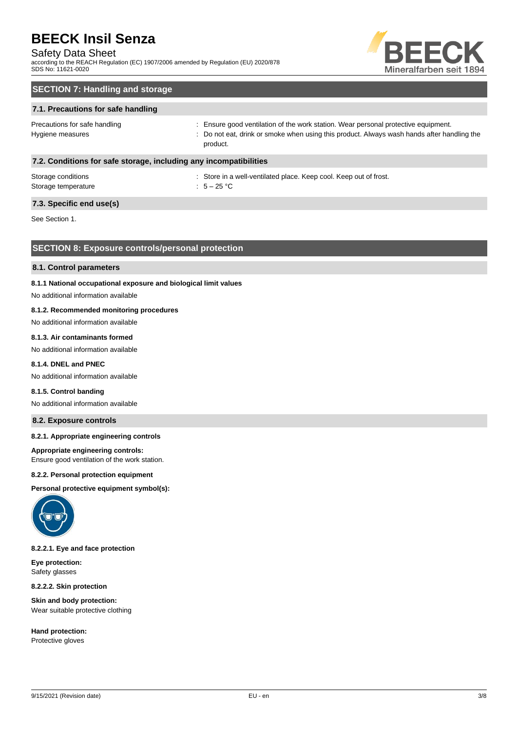## SECTION 7: Handling and storage

### 7.1. Precautions for safe handling

Precautions for safe handling : Ensure good ventilation of the work station. Wear personal protective equipment.

Hygiene measures : Do not eat, drink or smoke when using this product. Always wash hands after handling the product.

### 7.2. Conditions for safe storage, including any incompatibilities

Storage conditions : Store in a well-ventilated place. Keep cool. Keep out of frost.

Storage temperature : 5 – 25 °C

### 7.3. Specific end use(s)

See Section 1.

## SECTION 8: Exposure controls/personal protection

### 8.1. Control parameters

**8.1.1 National occupational exposure and biological limit values**

No additional information available

**8.1.2. Recommended monitoring procedures**

No additional information available

**8.1.3. Air contaminants formed**

No additional information available

**8.1.4. DNEL and PNEC**

No additional information available

**8.1.5. Control banding**

No additional information available

### 8.2. Exposure controls

**8.2.1. Appropriate engineering controls**

**Appropriate engineering controls:**
Ensure good ventilation of the work station.

**8.2.2. Personal protection equipment**

**Personal protective equipment symbol(s):**

**8.2.2.1. Eye and face protection**

**Eye protection:**
Safety glasses

**8.2.2.2. Skin protection**

**Skin and body protection:**
Wear suitable protective clothing

**Hand protection:**
Protective gloves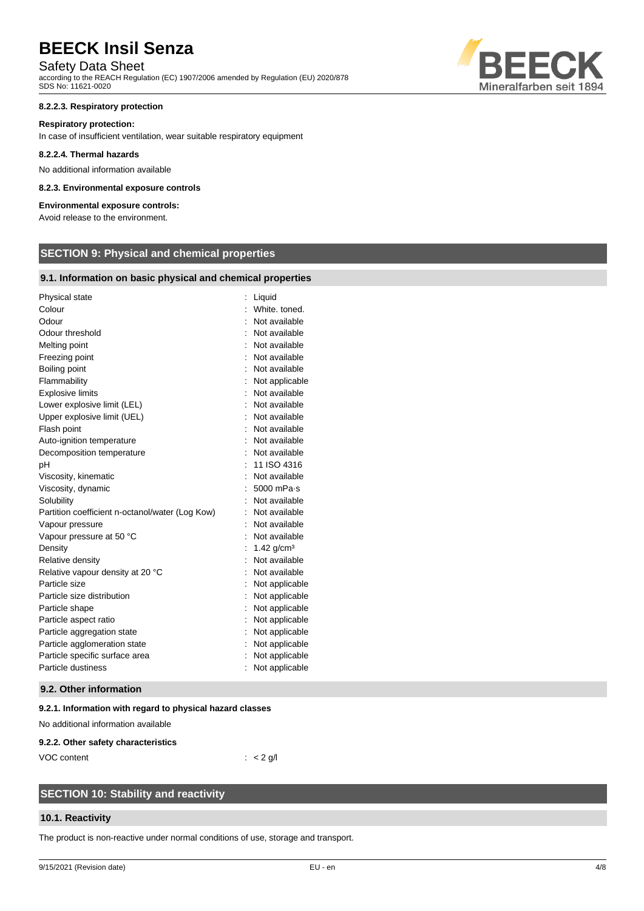#### 8.2.2.3. Respiratory protection

**Respiratory protection:**

In case of insufficient ventilation, wear suitable respiratory equipment

#### 8.2.2.4. Thermal hazards

No additional information available

#### 8.2.3. Environmental exposure controls

**Environmental exposure controls:**

Avoid release to the environment.

## SECTION 9: Physical and chemical properties

### 9.1. Information on basic physical and chemical properties

| Property | Value |
|---|---|
| Physical state | Liquid |
| Colour | White. toned. |
| Odour | Not available |
| Odour threshold | Not available |
| Melting point | Not available |
| Freezing point | Not available |
| Boiling point | Not available |
| Flammability | Not applicable |
| Explosive limits | Not available |
| Lower explosive limit (LEL) | Not available |
| Upper explosive limit (UEL) | Not available |
| Flash point | Not available |
| Auto-ignition temperature | Not available |
| Decomposition temperature | Not available |
| pH | 11 ISO 4316 |
| Viscosity, kinematic | Not available |
| Viscosity, dynamic | 5000 mPa·s |
| Solubility | Not available |
| Partition coefficient n-octanol/water (Log Kow) | Not available |
| Vapour pressure | Not available |
| Vapour pressure at 50 °C | Not available |
| Density | 1.42 g/cm³ |
| Relative density | Not available |
| Relative vapour density at 20 °C | Not available |
| Particle size | Not applicable |
| Particle size distribution | Not applicable |
| Particle shape | Not applicable |
| Particle aspect ratio | Not applicable |
| Particle aggregation state | Not applicable |
| Particle agglomeration state | Not applicable |
| Particle specific surface area | Not applicable |
| Particle dustiness | Not applicable |

### 9.2. Other information

#### 9.2.1. Information with regard to physical hazard classes

No additional information available

#### 9.2.2. Other safety characteristics

VOC content : < 2 g/l

## SECTION 10: Stability and reactivity

### 10.1. Reactivity

The product is non-reactive under normal conditions of use, storage and transport.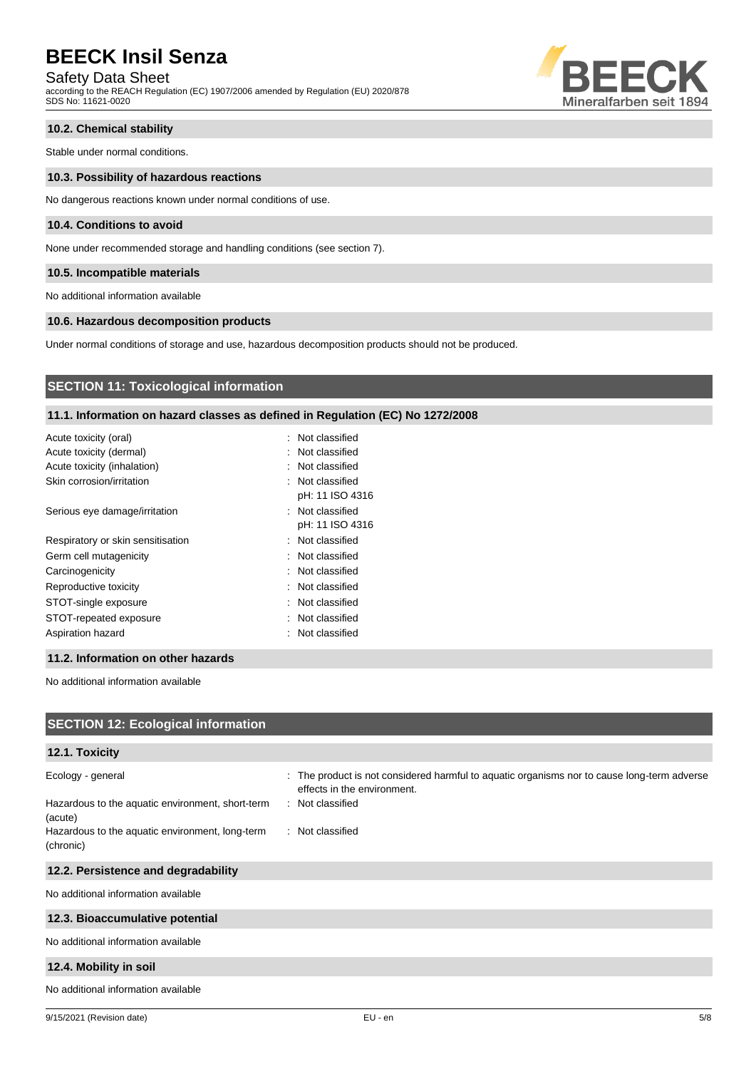### 10.2. Chemical stability

Stable under normal conditions.

### 10.3. Possibility of hazardous reactions

No dangerous reactions known under normal conditions of use.

### 10.4. Conditions to avoid

None under recommended storage and handling conditions (see section 7).

### 10.5. Incompatible materials

No additional information available

### 10.6. Hazardous decomposition products

Under normal conditions of storage and use, hazardous decomposition products should not be produced.

## SECTION 11: Toxicological information

### 11.1. Information on hazard classes as defined in Regulation (EC) No 1272/2008

| | |
|---|---|
| Acute toxicity (oral) | : Not classified |
| Acute toxicity (dermal) | : Not classified |
| Acute toxicity (inhalation) | : Not classified |
| Skin corrosion/irritation | : Not classified<br>pH: 11 ISO 4316 |
| Serious eye damage/irritation | : Not classified<br>pH: 11 ISO 4316 |
| Respiratory or skin sensitisation | : Not classified |
| Germ cell mutagenicity | : Not classified |
| Carcinogenicity | : Not classified |
| Reproductive toxicity | : Not classified |
| STOT-single exposure | : Not classified |
| STOT-repeated exposure | : Not classified |
| Aspiration hazard | : Not classified |

### 11.2. Information on other hazards

No additional information available

## SECTION 12: Ecological information

### 12.1. Toxicity

| | |
|---|---|
| Ecology - general | : The product is not considered harmful to aquatic organisms nor to cause long-term adverse effects in the environment. |
| Hazardous to the aquatic environment, short-term (acute) | : Not classified |
| Hazardous to the aquatic environment, long-term (chronic) | : Not classified |

### 12.2. Persistence and degradability

No additional information available

### 12.3. Bioaccumulative potential

No additional information available

### 12.4. Mobility in soil

No additional information available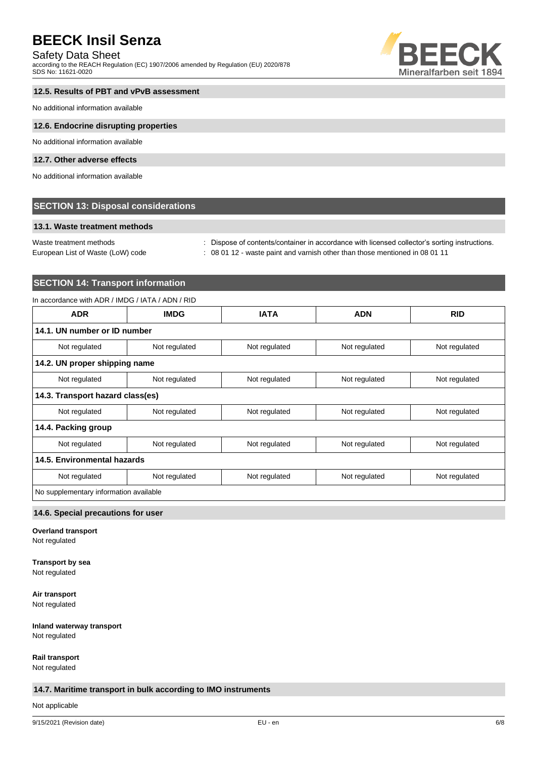### 12.5. Results of PBT and vPvB assessment

No additional information available

### 12.6. Endocrine disrupting properties

No additional information available

### 12.7. Other adverse effects

No additional information available

## SECTION 13: Disposal considerations

### 13.1. Waste treatment methods

Waste treatment methods : Dispose of contents/container in accordance with licensed collector's sorting instructions.

European List of Waste (LoW) code : 08 01 12 - waste paint and varnish other than those mentioned in 08 01 11

## SECTION 14: Transport information

In accordance with ADR / IMDG / IATA / ADN / RID

| ADR | IMDG | IATA | ADN | RID |
|---|---|---|---|---|
| **14.1. UN number or ID number** | | | | |
| Not regulated | Not regulated | Not regulated | Not regulated | Not regulated |
| **14.2. UN proper shipping name** | | | | |
| Not regulated | Not regulated | Not regulated | Not regulated | Not regulated |
| **14.3. Transport hazard class(es)** | | | | |
| Not regulated | Not regulated | Not regulated | Not regulated | Not regulated |
| **14.4. Packing group** | | | | |
| Not regulated | Not regulated | Not regulated | Not regulated | Not regulated |
| **14.5. Environmental hazards** | | | | |
| Not regulated | Not regulated | Not regulated | Not regulated | Not regulated |
| No supplementary information available | | | | |

### 14.6. Special precautions for user

**Overland transport**

Not regulated

**Transport by sea**

Not regulated

**Air transport**

Not regulated

**Inland waterway transport**

Not regulated

**Rail transport**

Not regulated

### 14.7. Maritime transport in bulk according to IMO instruments

Not applicable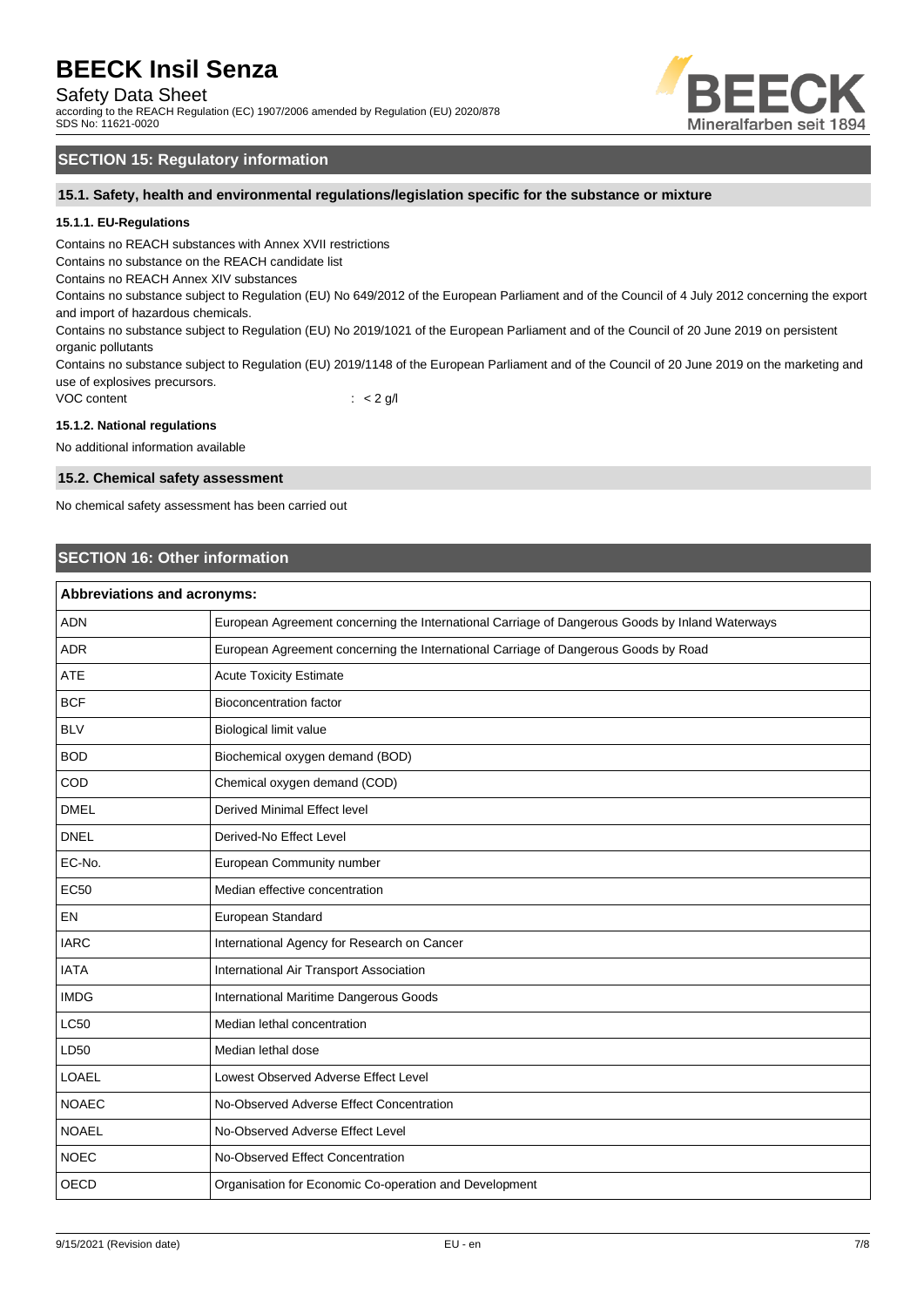## SECTION 15: Regulatory information

### 15.1. Safety, health and environmental regulations/legislation specific for the substance or mixture

#### 15.1.1. EU-Regulations

Contains no REACH substances with Annex XVII restrictions

Contains no substance on the REACH candidate list

Contains no REACH Annex XIV substances

Contains no substance subject to Regulation (EU) No 649/2012 of the European Parliament and of the Council of 4 July 2012 concerning the export and import of hazardous chemicals.

Contains no substance subject to Regulation (EU) No 2019/1021 of the European Parliament and of the Council of 20 June 2019 on persistent organic pollutants

Contains no substance subject to Regulation (EU) 2019/1148 of the European Parliament and of the Council of 20 June 2019 on the marketing and use of explosives precursors.

VOC content : < 2 g/l

#### 15.1.2. National regulations

No additional information available

### 15.2. Chemical safety assessment

No chemical safety assessment has been carried out

## SECTION 16: Other information

| Abbreviations and acronyms: | |
|---|---|
| ADN | European Agreement concerning the International Carriage of Dangerous Goods by Inland Waterways |
| ADR | European Agreement concerning the International Carriage of Dangerous Goods by Road |
| ATE | Acute Toxicity Estimate |
| BCF | Bioconcentration factor |
| BLV | Biological limit value |
| BOD | Biochemical oxygen demand (BOD) |
| COD | Chemical oxygen demand (COD) |
| DMEL | Derived Minimal Effect level |
| DNEL | Derived-No Effect Level |
| EC-No. | European Community number |
| EC50 | Median effective concentration |
| EN | European Standard |
| IARC | International Agency for Research on Cancer |
| IATA | International Air Transport Association |
| IMDG | International Maritime Dangerous Goods |
| LC50 | Median lethal concentration |
| LD50 | Median lethal dose |
| LOAEL | Lowest Observed Adverse Effect Level |
| NOAEC | No-Observed Adverse Effect Concentration |
| NOAEL | No-Observed Adverse Effect Level |
| NOEC | No-Observed Effect Concentration |
| OECD | Organisation for Economic Co-operation and Development |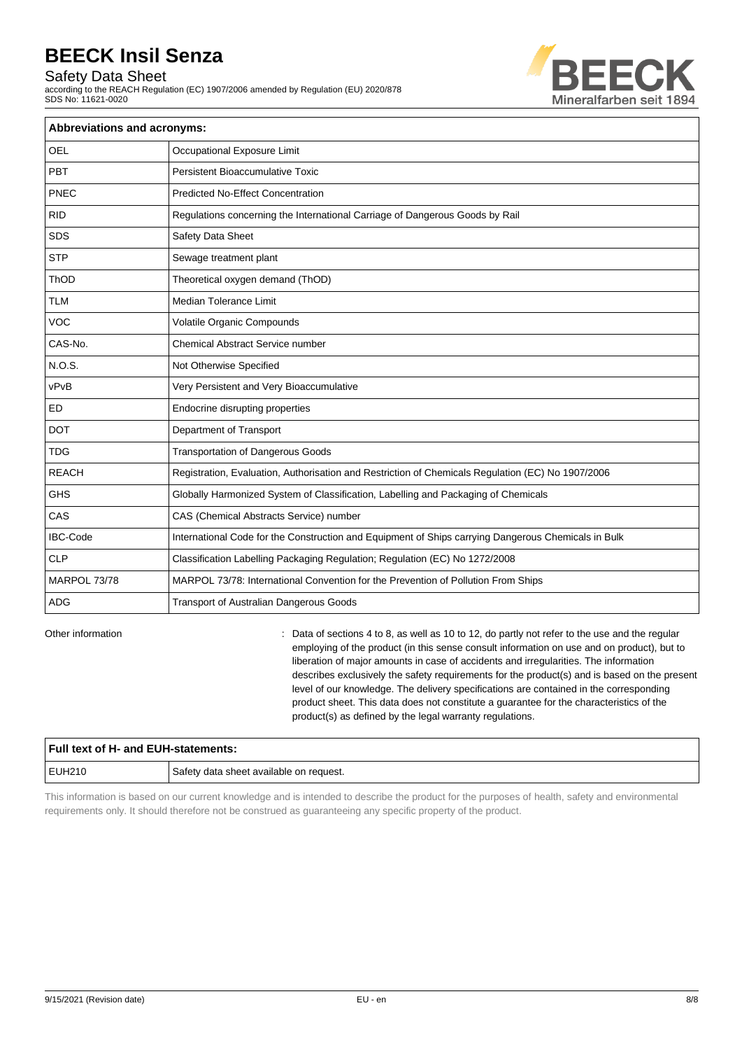| Abbreviations and acronyms: | |
|---|---|
| OEL | Occupational Exposure Limit |
| PBT | Persistent Bioaccumulative Toxic |
| PNEC | Predicted No-Effect Concentration |
| RID | Regulations concerning the International Carriage of Dangerous Goods by Rail |
| SDS | Safety Data Sheet |
| STP | Sewage treatment plant |
| ThOD | Theoretical oxygen demand (ThOD) |
| TLM | Median Tolerance Limit |
| VOC | Volatile Organic Compounds |
| CAS-No. | Chemical Abstract Service number |
| N.O.S. | Not Otherwise Specified |
| vPvB | Very Persistent and Very Bioaccumulative |
| ED | Endocrine disrupting properties |
| DOT | Department of Transport |
| TDG | Transportation of Dangerous Goods |
| REACH | Registration, Evaluation, Authorisation and Restriction of Chemicals Regulation (EC) No 1907/2006 |
| GHS | Globally Harmonized System of Classification, Labelling and Packaging of Chemicals |
| CAS | CAS (Chemical Abstracts Service) number |
| IBC-Code | International Code for the Construction and Equipment of Ships carrying Dangerous Chemicals in Bulk |
| CLP | Classification Labelling Packaging Regulation; Regulation (EC) No 1272/2008 |
| MARPOL 73/78 | MARPOL 73/78: International Convention for the Prevention of Pollution From Ships |
| ADG | Transport of Australian Dangerous Goods |

Other information : Data of sections 4 to 8, as well as 10 to 12, do partly not refer to the use and the regular employing of the product (in this sense consult information on use and on product), but to liberation of major amounts in case of accidents and irregularities. The information describes exclusively the safety requirements for the product(s) and is based on the present level of our knowledge. The delivery specifications are contained in the corresponding product sheet. This data does not constitute a guarantee for the characteristics of the product(s) as defined by the legal warranty regulations.

| Full text of H- and EUH-statements: | |
|---|---|
| EUH210 | Safety data sheet available on request. |

This information is based on our current knowledge and is intended to describe the product for the purposes of health, safety and environmental requirements only. It should therefore not be construed as guaranteeing any specific property of the product.